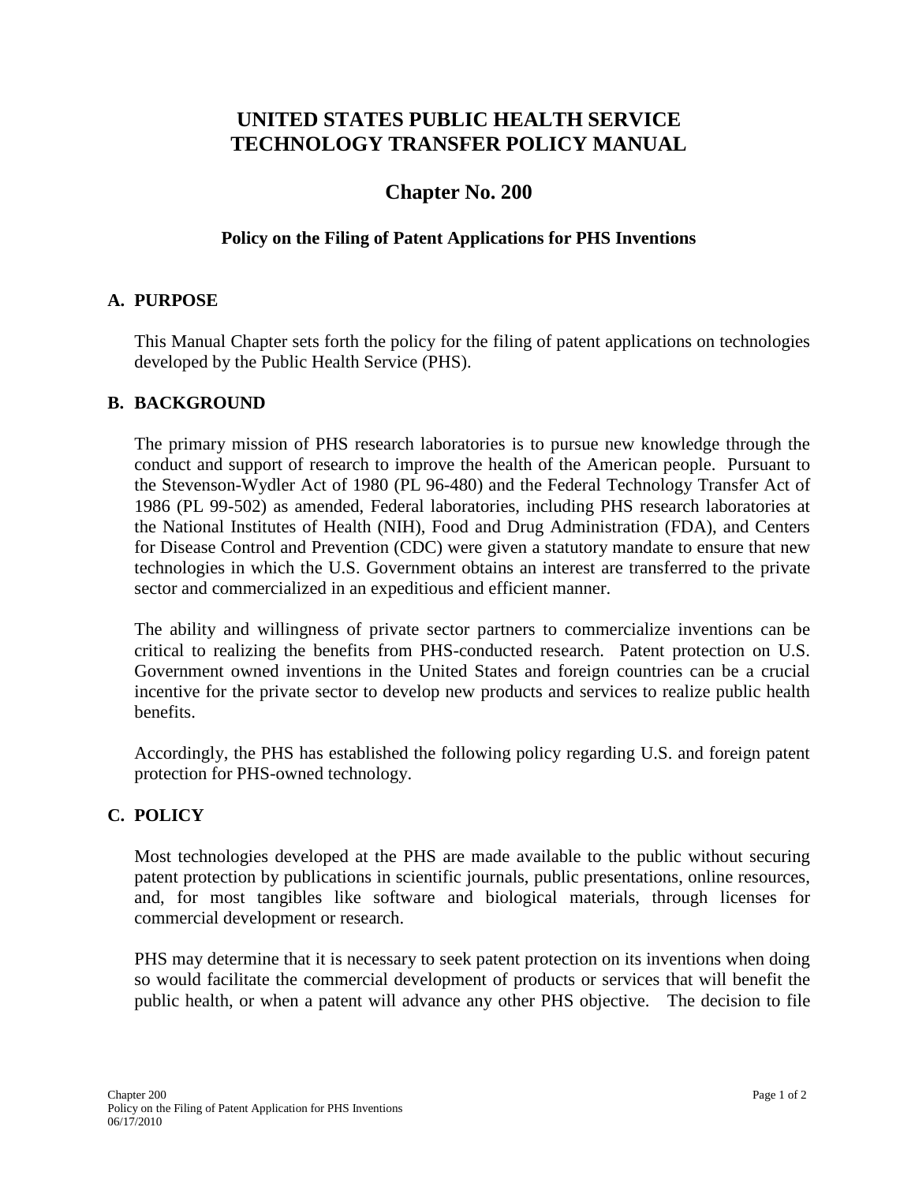# UNITED STATES PUBLIC HEALTH SERVICE TECHNOLOGY TRANSFER POLICY MANUAL

## Chapter No. 200

### Policy on the Filing of Patent Applications for PHS Inventions

## A. PURPOSE

This Manual Chapter sets forth the policy for the filing of patent applications on technologies developed by the Public Health Service (PHS).

## B. BACKGROUND

The primary mission of PHS research laboratories is to pursue new knowledge through the conduct and support of research to improve the health of the American people. Pursuant to the Stevenson-Wydler Act of 1980 (PL 96-480) and the Federal Technology Transfer Act of 1986 (PL 99-502) as amended, Federal laboratories, including PHS research laboratories at the National Institutes of Health (NIH), Food and Drug Administration (FDA), and Centers for Disease Control and Prevention (CDC) were given a statutory mandate to ensure that new technologies in which the U.S. Government obtains an interest are transferred to the private sector and commercialized in an expeditious and efficient manner.

The ability and willingness of private sector partners to commercialize inventions can be critical to realizing the benefits from PHS-conducted research. Patent protection on U.S. Government owned inventions in the United States and foreign countries can be a crucial incentive for the private sector to develop new products and services to realize public health benefits.

Accordingly, the PHS has established the following policy regarding U.S. and foreign patent protection for PHS-owned technology.

## C. POLICY

Most technologies developed at the PHS are made available to the public without securing patent protection by publications in scientific journals, public presentations, online resources, and, for most tangibles like software and biological materials, through licenses for commercial development or research.

PHS may determine that it is necessary to seek patent protection on its inventions when doing so would facilitate the commercial development of products or services that will benefit the public health, or when a patent will advance any other PHS objective. The decision to file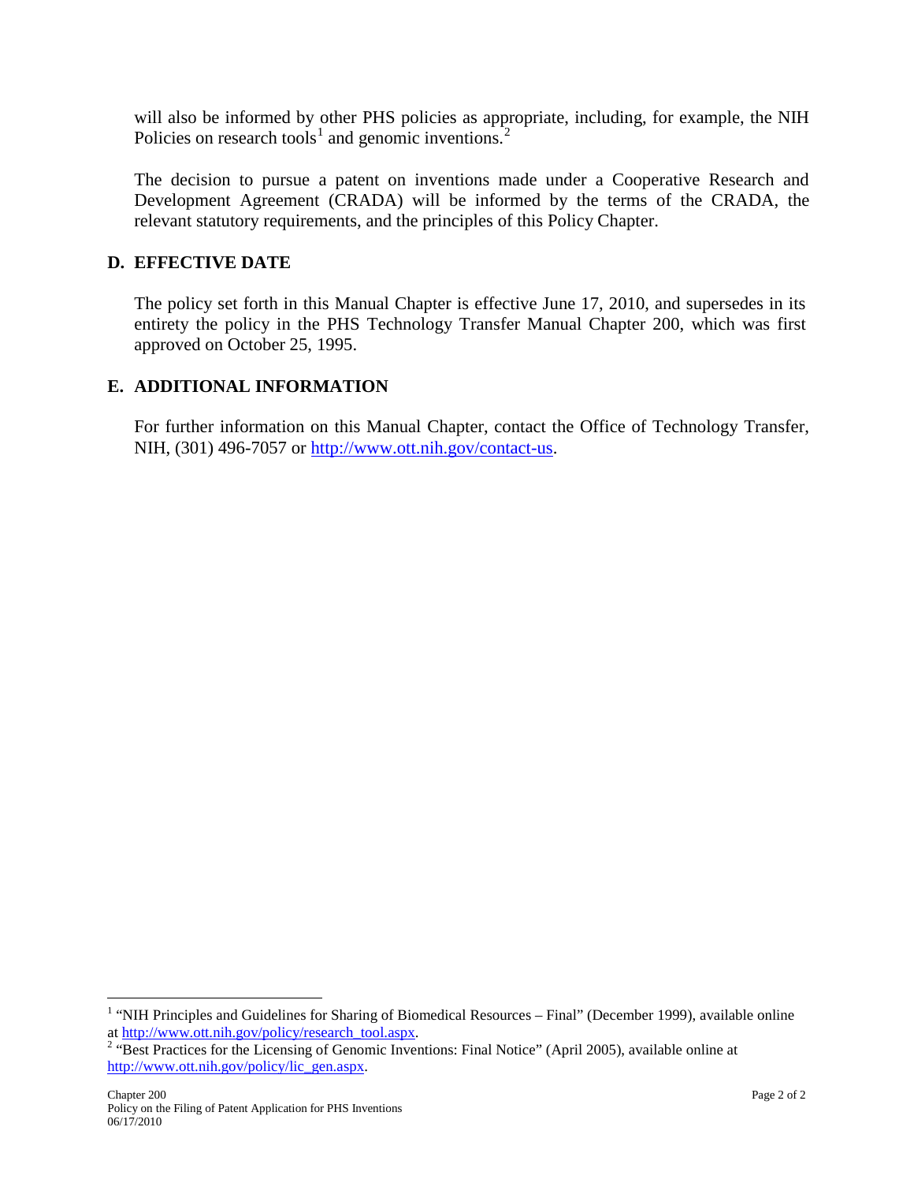will also be informed by other PHS policies as appropriate, including, for example, the NIH Policies on research tools[1] and genomic inventions.[2]

The decision to pursue a patent on inventions made under a Cooperative Research and Development Agreement (CRADA) will be informed by the terms of the CRADA, the relevant statutory requirements, and the principles of this Policy Chapter.

## D. EFFECTIVE DATE

The policy set forth in this Manual Chapter is effective June 17, 2010, and supersedes in its entirety the policy in the PHS Technology Transfer Manual Chapter 200, which was first approved on October 25, 1995.

## E. ADDITIONAL INFORMATION

For further information on this Manual Chapter, contact the Office of Technology Transfer, NIH, (301) 496-7057 or http://www.ott.nih.gov/contact-us.

---

[1] "NIH Principles and Guidelines for Sharing of Biomedical Resources – Final" (December 1999), available online at http://www.ott.nih.gov/policy/research_tool.aspx.

[2] "Best Practices for the Licensing of Genomic Inventions: Final Notice" (April 2005), available online at http://www.ott.nih.gov/policy/lic_gen.aspx.